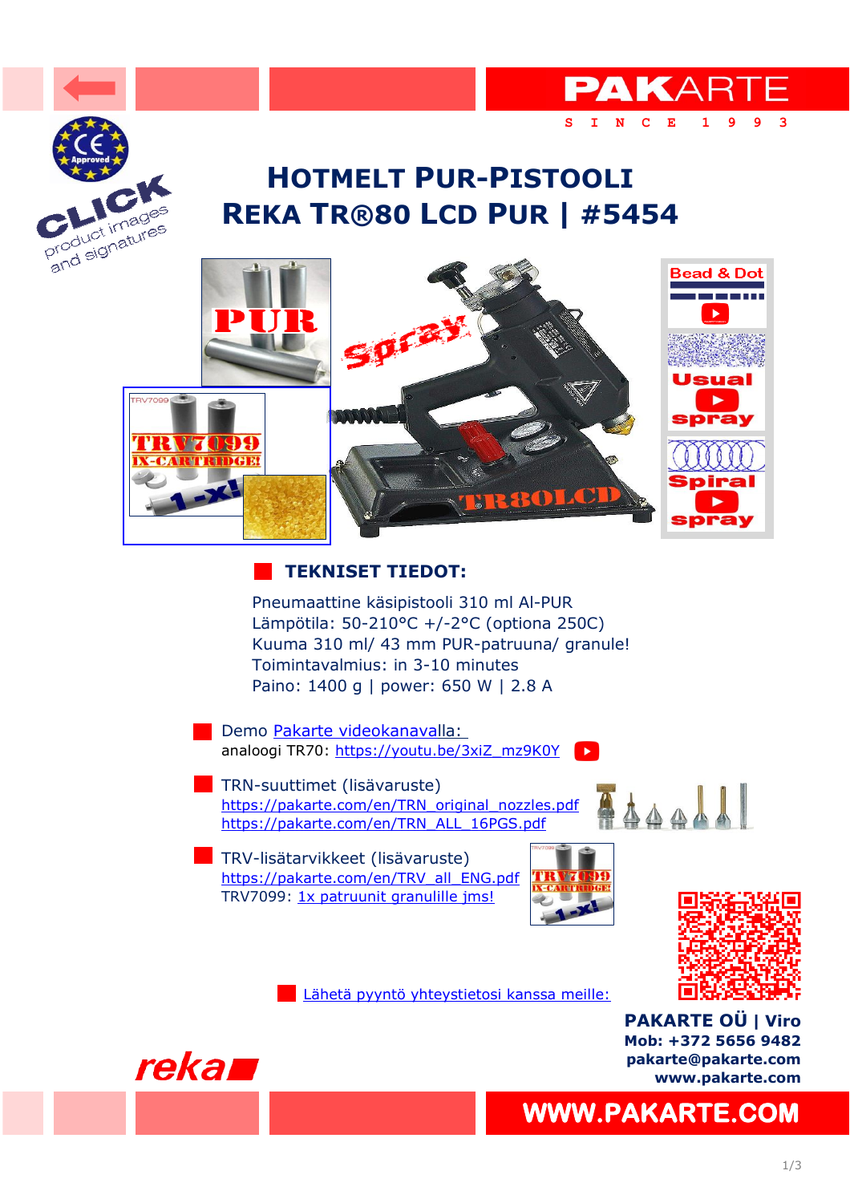# HOTMELT PUR-PISTOOLI
# REKA TR®80 LCD PUR | #5454

## TEKNISET TIEDOT:

Pneumaattine käsipistooli 310 ml Al-PUR
Lämpötila: 50-210°C +/-2°C (optiona 250C)
Kuuma 310 ml/ 43 mm PUR-patruuna/ granule!
Toimintavalmius: in 3-10 minutes
Paino: 1400 g | power: 650 W | 2.8 A

- Demo Pakarte videokanavalla:
  analoogi TR70: https://youtu.be/3xiZ_mz9K0Y
- TRN-suuttimet (lisävaruste)
  https://pakarte.com/en/TRN_original_nozzles.pdf
  https://pakarte.com/en/TRN_ALL_16PGS.pdf
- TRV-lisätarvikkeet (lisävaruste)
  https://pakarte.com/en/TRV_all_ENG.pdf
  TRV7099: 1x patruunit granulille jms!
- Lähetä pyyntö yhteystietosi kanssa meille:

**PAKARTE OÜ | Viro**
**Mob: +372 5656 9482**
**pakarte@pakarte.com**
**www.pakarte.com**

**WWW.PAKARTE.COM**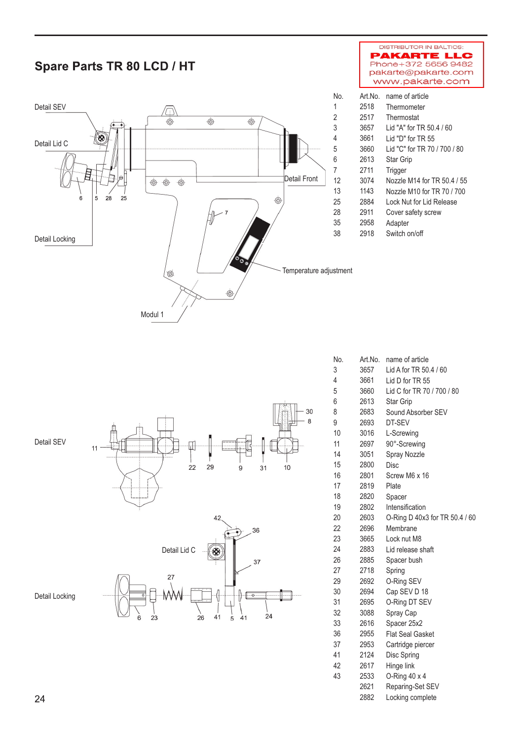# Spare Parts TR 80 LCD / HT

DISTRIBUTOR IN BALTICS:
**PAKARTE LLC**
Phone+372 5656 9482
pakarte@pakarte.com
www.pakarte.com

Detail SEV

Detail Lid C

Detail Locking

Detail Front

Temperature adjustment

Modul 1

| No. | Art.No. | name of article |
|---|---|---|
| 1 | 2518 | Thermometer |
| 2 | 2517 | Thermostat |
| 3 | 3657 | Lid "A" for TR 50.4 / 60 |
| 4 | 3661 | Lid "D" for TR 55 |
| 5 | 3660 | Lid "C" for TR 70 / 700 / 80 |
| 6 | 2613 | Star Grip |
| 7 | 2711 | Trigger |
| 12 | 3074 | Nozzle M14 for TR 50.4 / 55 |
| 13 | 1143 | Nozzle M10 for TR 70 / 700 |
| 25 | 2884 | Lock Nut for Lid Release |
| 28 | 2911 | Cover safety screw |
| 35 | 2958 | Adapter |
| 38 | 2918 | Switch on/off |

Detail SEV

Detail Lid C

Detail Locking

| No. | Art.No. | name of article |
|---|---|---|
| 3 | 3657 | Lid A for TR 50.4 / 60 |
| 4 | 3661 | Lid D for TR 55 |
| 5 | 3660 | Lid C for TR 70 / 700 / 80 |
| 6 | 2613 | Star Grip |
| 8 | 2683 | Sound Absorber SEV |
| 9 | 2693 | DT-SEV |
| 10 | 3016 | L-Screwing |
| 11 | 2697 | 90°-Screwing |
| 14 | 3051 | Spray Nozzle |
| 15 | 2800 | Disc |
| 16 | 2801 | Screw M6 x 16 |
| 17 | 2819 | Plate |
| 18 | 2820 | Spacer |
| 19 | 2802 | Intensification |
| 20 | 2603 | O-Ring D 40x3 for TR 50.4 / 60 |
| 22 | 2696 | Membrane |
| 23 | 3665 | Lock nut M8 |
| 24 | 2883 | Lid release shaft |
| 26 | 2885 | Spacer bush |
| 27 | 2718 | Spring |
| 29 | 2692 | O-Ring SEV |
| 30 | 2694 | Cap SEV D 18 |
| 31 | 2695 | O-Ring DT SEV |
| 32 | 3088 | Spray Cap |
| 33 | 2616 | Spacer 25x2 |
| 36 | 2955 | Flat Seal Gasket |
| 37 | 2953 | Cartridge piercer |
| 41 | 2124 | Disc Spring |
| 42 | 2617 | Hinge link |
| 43 | 2533 | O-Ring 40 x 4 |
| | 2621 | Reparing-Set SEV |
| | 2882 | Locking complete |